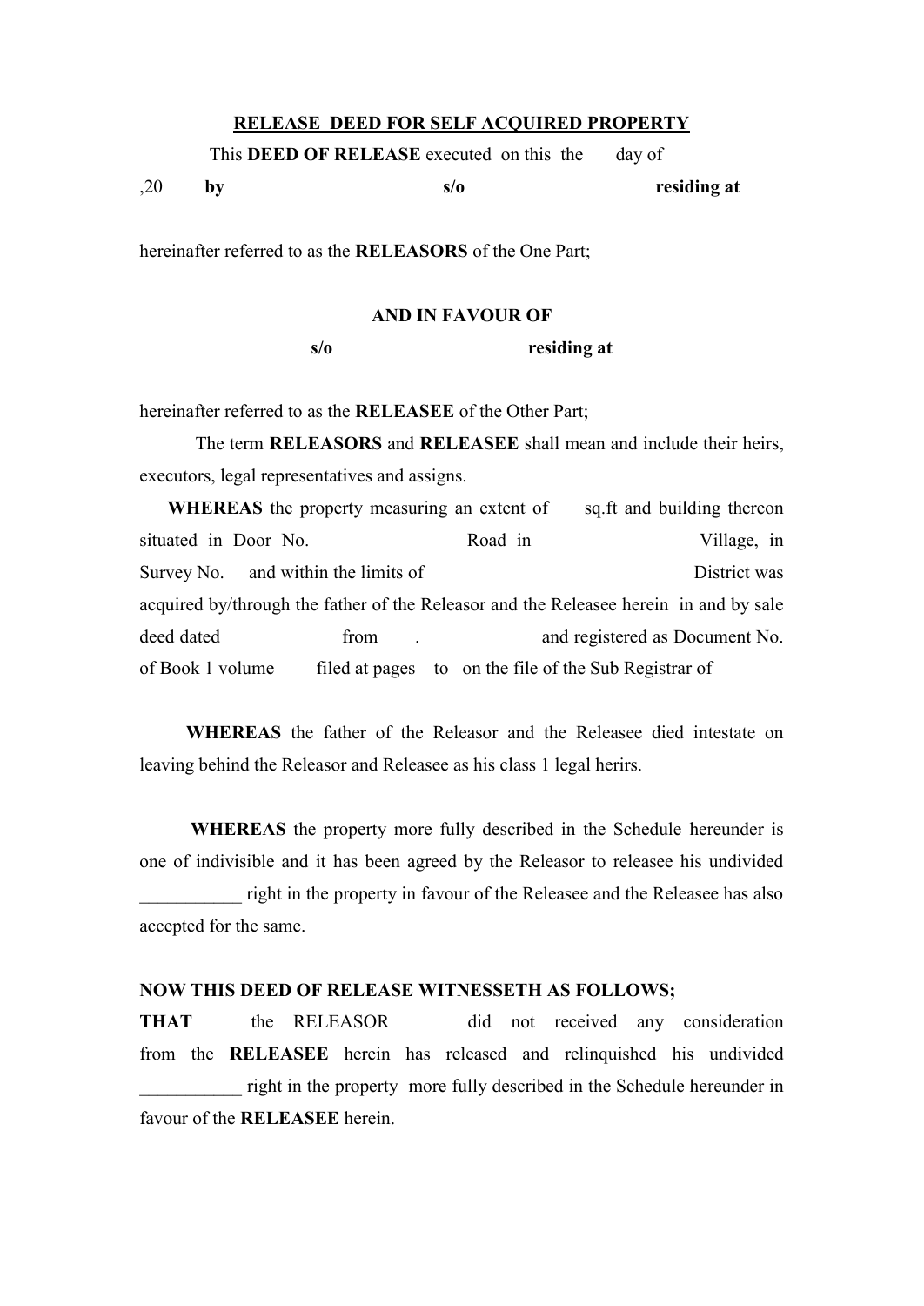**RELEASE DEED FOR SELF ACQUIRED PROPERTY**

This **DEED OF RELEASE** executed on this the day of ,20 **by** **s/o** **residing at**

hereinafter referred to as the **RELEASORS** of the One Part;

**AND IN FAVOUR OF**

**s/o** **residing at**

hereinafter referred to as the **RELEASEE** of the Other Part;

The term **RELEASORS** and **RELEASEE** shall mean and include their heirs, executors, legal representatives and assigns.

**WHEREAS** the property measuring an extent of sq.ft and building thereon situated in Door No. Road in Village, in Survey No. and within the limits of District was acquired by/through the father of the Releasor and the Releasee herein in and by sale deed dated from . and registered as Document No. of Book 1 volume filed at pages to on the file of the Sub Registrar of

**WHEREAS** the father of the Releasor and the Releasee died intestate on leaving behind the Releasor and Releasee as his class 1 legal herirs.

**WHEREAS** the property more fully described in the Schedule hereunder is one of indivisible and it has been agreed by the Releasor to releasee his undivided ___________ right in the property in favour of the Releasee and the Releasee has also accepted for the same.

**NOW THIS DEED OF RELEASE WITNESSETH AS FOLLOWS;**

**THAT** the RELEASOR did not received any consideration from the **RELEASEE** herein has released and relinquished his undivided ___________ right in the property more fully described in the Schedule hereunder in favour of the **RELEASEE** herein.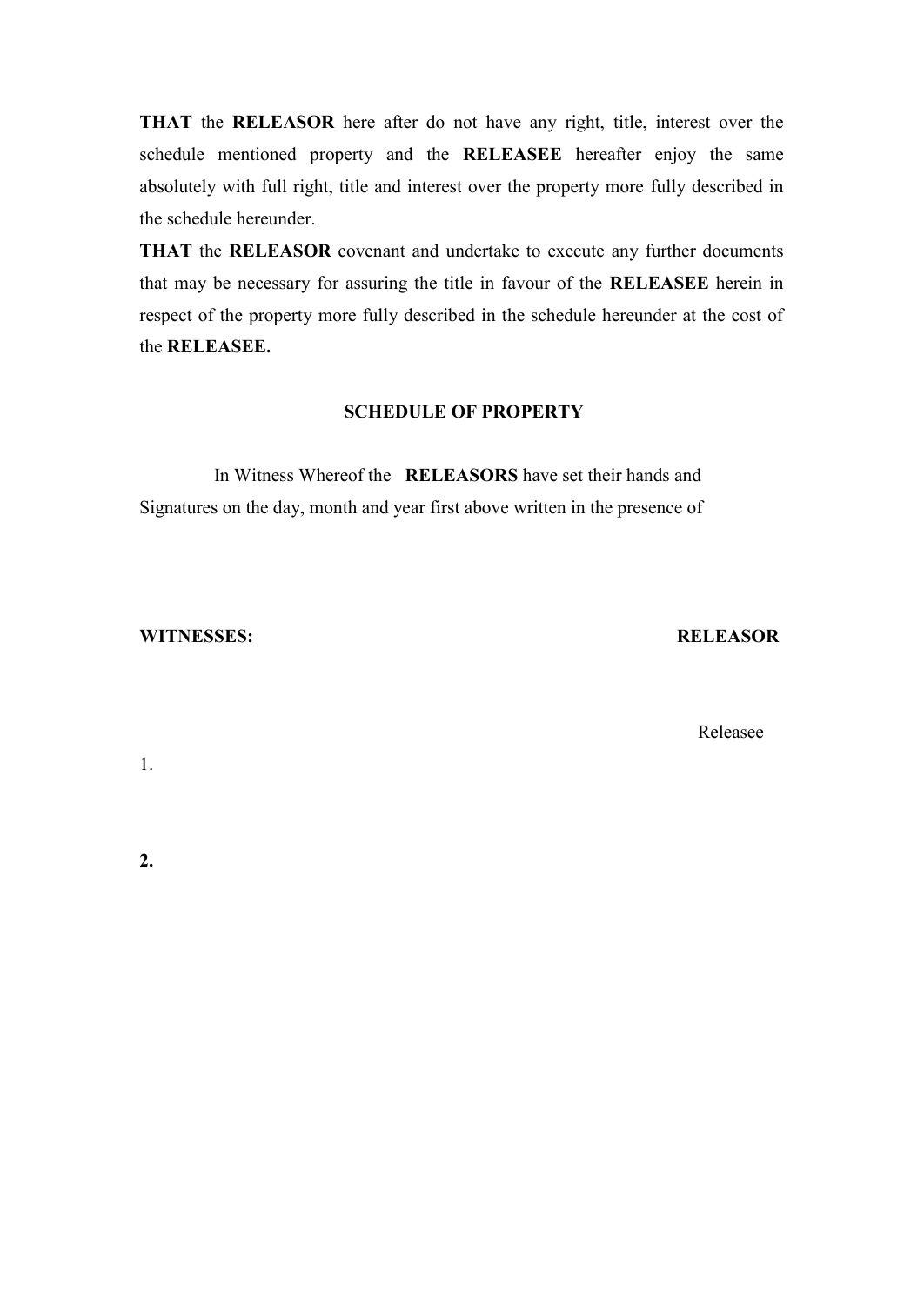**THAT** the **RELEASOR** here after do not have any right, title, interest over the schedule mentioned property and the **RELEASEE** hereafter enjoy the same absolutely with full right, title and interest over the property more fully described in the schedule hereunder.

**THAT** the **RELEASOR** covenant and undertake to execute any further documents that may be necessary for assuring the title in favour of the **RELEASEE** herein in respect of the property more fully described in the schedule hereunder at the cost of the **RELEASEE.**

**SCHEDULE OF PROPERTY**

In Witness Whereof the **RELEASORS** have set their hands and Signatures on the day, month and year first above written in the presence of

**WITNESSES:** **RELEASOR**

Releasee

1.

**2.**